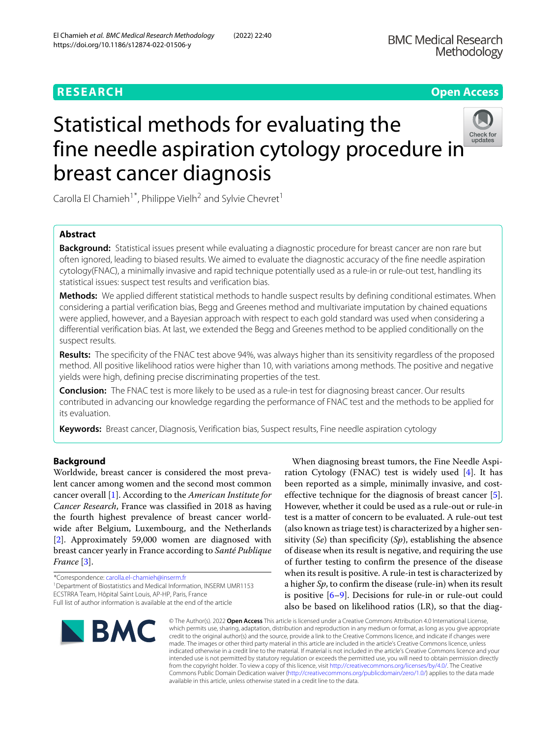RESEARCH

Open Access

# Statistical methods for evaluating the fine needle aspiration cytology procedure in breast cancer diagnosis

Carolla El Chamieh[1*], Philippe Vielh[2] and Sylvie Chevret[1]

## Abstract

**Background:** Statistical issues present while evaluating a diagnostic procedure for breast cancer are non rare but often ignored, leading to biased results. We aimed to evaluate the diagnostic accuracy of the fine needle aspiration cytology(FNAC), a minimally invasive and rapid technique potentially used as a rule-in or rule-out test, handling its statistical issues: suspect test results and verification bias.

**Methods:** We applied different statistical methods to handle suspect results by defining conditional estimates. When considering a partial verification bias, Begg and Greenes method and multivariate imputation by chained equations were applied, however, and a Bayesian approach with respect to each gold standard was used when considering a differential verification bias. At last, we extended the Begg and Greenes method to be applied conditionally on the suspect results.

**Results:** The specificity of the FNAC test above 94%, was always higher than its sensitivity regardless of the proposed method. All positive likelihood ratios were higher than 10, with variations among methods. The positive and negative yields were high, defining precise discriminating properties of the test.

**Conclusion:** The FNAC test is more likely to be used as a rule-in test for diagnosing breast cancer. Our results contributed in advancing our knowledge regarding the performance of FNAC test and the methods to be applied for its evaluation.

**Keywords:** Breast cancer, Diagnosis, Verification bias, Suspect results, Fine needle aspiration cytology

## Background

Worldwide, breast cancer is considered the most prevalent cancer among women and the second most common cancer overall [1]. According to the *American Institute for Cancer Research*, France was classified in 2018 as having the fourth highest prevalence of breast cancer worldwide after Belgium, Luxembourg, and the Netherlands [2]. Approximately 59,000 women are diagnosed with breast cancer yearly in France according to *Santé Publique France* [3].

When diagnosing breast tumors, the Fine Needle Aspiration Cytology (FNAC) test is widely used [4]. It has been reported as a simple, minimally invasive, and cost-effective technique for the diagnosis of breast cancer [5]. However, whether it could be used as a rule-out or rule-in test is a matter of concern to be evaluated. A rule-out test (also known as triage test) is characterized by a higher sensitivity (*Se*) than specificity (*Sp*), establishing the absence of disease when its result is negative, and requiring the use of further testing to confirm the presence of the disease when its result is positive. A rule-in test is characterized by a higher *Sp*, to confirm the disease (rule-in) when its result is positive [6–9]. Decisions for rule-in or rule-out could also be based on likelihood ratios (LR), so that the diag-

*Correspondence: carolla.el-chamieh@inserm.fr
[1] Department of Biostatistics and Medical Information, INSERM UMR1153 ECSTRRA Team, Hôpital Saint Louis, AP-HP, Paris, France
Full list of author information is available at the end of the article

© The Author(s). 2022 **Open Access** This article is licensed under a Creative Commons Attribution 4.0 International License, which permits use, sharing, adaptation, distribution and reproduction in any medium or format, as long as you give appropriate credit to the original author(s) and the source, provide a link to the Creative Commons licence, and indicate if changes were made. The images or other third party material in this article are included in the article's Creative Commons licence, unless indicated otherwise in a credit line to the material. If material is not included in the article's Creative Commons licence and your intended use is not permitted by statutory regulation or exceeds the permitted use, you will need to obtain permission directly from the copyright holder. To view a copy of this licence, visit http://creativecommons.org/licenses/by/4.0/. The Creative Commons Public Domain Dedication waiver (http://creativecommons.org/publicdomain/zero/1.0/) applies to the data made available in this article, unless otherwise stated in a credit line to the data.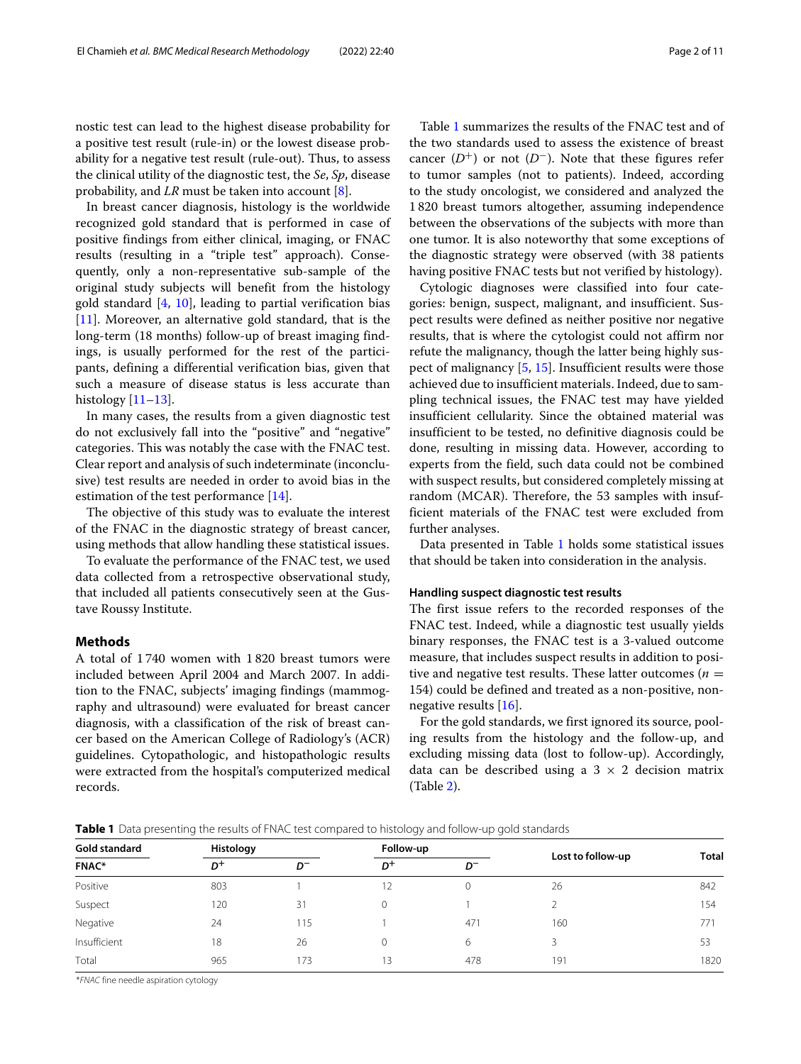nostic test can lead to the highest disease probability for a positive test result (rule-in) or the lowest disease probability for a negative test result (rule-out). Thus, to assess the clinical utility of the diagnostic test, the *Se*, *Sp*, disease probability, and *LR* must be taken into account [8].

In breast cancer diagnosis, histology is the worldwide recognized gold standard that is performed in case of positive findings from either clinical, imaging, or FNAC results (resulting in a "triple test" approach). Consequently, only a non-representative sub-sample of the original study subjects will benefit from the histology gold standard [4, 10], leading to partial verification bias [11]. Moreover, an alternative gold standard, that is the long-term (18 months) follow-up of breast imaging findings, is usually performed for the rest of the participants, defining a differential verification bias, given that such a measure of disease status is less accurate than histology [11–13].

In many cases, the results from a given diagnostic test do not exclusively fall into the "positive" and "negative" categories. This was notably the case with the FNAC test. Clear report and analysis of such indeterminate (inconclusive) test results are needed in order to avoid bias in the estimation of the test performance [14].

The objective of this study was to evaluate the interest of the FNAC in the diagnostic strategy of breast cancer, using methods that allow handling these statistical issues.

To evaluate the performance of the FNAC test, we used data collected from a retrospective observational study, that included all patients consecutively seen at the Gustave Roussy Institute.

## Methods

A total of 1 740 women with 1 820 breast tumors were included between April 2004 and March 2007. In addition to the FNAC, subjects' imaging findings (mammography and ultrasound) were evaluated for breast cancer diagnosis, with a classification of the risk of breast cancer based on the American College of Radiology's (ACR) guidelines. Cytopathologic, and histopathologic results were extracted from the hospital's computerized medical records.

Table 1 summarizes the results of the FNAC test and of the two standards used to assess the existence of breast cancer ($D^+$) or not ($D^-$). Note that these figures refer to tumor samples (not to patients). Indeed, according to the study oncologist, we considered and analyzed the 1 820 breast tumors altogether, assuming independence between the observations of the subjects with more than one tumor. It is also noteworthy that some exceptions of the diagnostic strategy were observed (with 38 patients having positive FNAC tests but not verified by histology).

Cytologic diagnoses were classified into four categories: benign, suspect, malignant, and insufficient. Suspect results were defined as neither positive nor negative results, that is where the cytologist could not affirm nor refute the malignancy, though the latter being highly suspect of malignancy [5, 15]. Insufficient results were those achieved due to insufficient materials. Indeed, due to sampling technical issues, the FNAC test may have yielded insufficient cellularity. Since the obtained material was insufficient to be tested, no definitive diagnosis could be done, resulting in missing data. However, according to experts from the field, such data could not be combined with suspect results, but considered completely missing at random (MCAR). Therefore, the 53 samples with insufficient materials of the FNAC test were excluded from further analyses.

Data presented in Table 1 holds some statistical issues that should be taken into consideration in the analysis.

### Handling suspect diagnostic test results

The first issue refers to the recorded responses of the FNAC test. Indeed, while a diagnostic test usually yields binary responses, the FNAC test is a 3-valued outcome measure, that includes suspect results in addition to positive and negative test results. These latter outcomes ($n = 154$) could be defined and treated as a non-positive, non-negative results [16].

For the gold standards, we first ignored its source, pooling results from the histology and the follow-up, and excluding missing data (lost to follow-up). Accordingly, data can be described using a 3 × 2 decision matrix (Table 2).

**Table 1** Data presenting the results of FNAC test compared to histology and follow-up gold standards

| Gold standard | Histology | | Follow-up | | Lost to follow-up | Total |
|---|---|---|---|---|---|---|
| FNAC* | $D^+$ | $D^-$ | $D^+$ | $D^-$ | | |
| Positive | 803 | 1 | 12 | 0 | 26 | 842 |
| Suspect | 120 | 31 | 0 | 1 | 2 | 154 |
| Negative | 24 | 115 | 1 | 471 | 160 | 771 |
| Insufficient | 18 | 26 | 0 | 6 | 3 | 53 |
| Total | 965 | 173 | 13 | 478 | 191 | 1820 |

**FNAC* fine needle aspiration cytology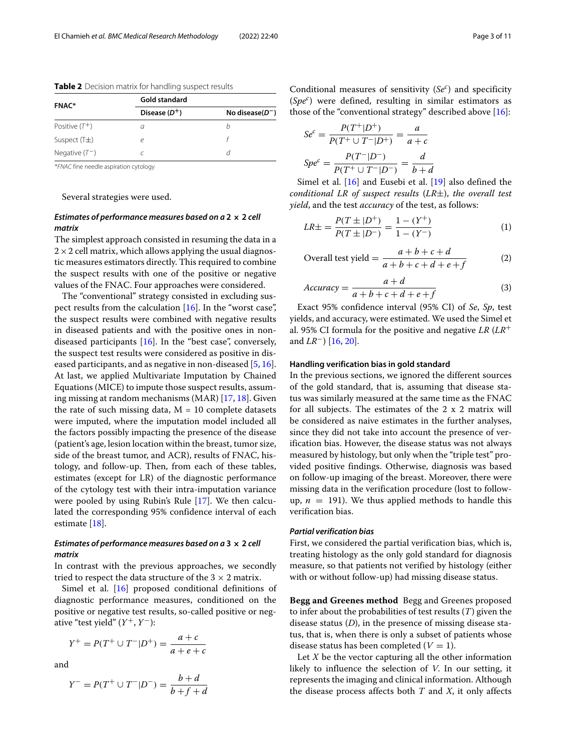**Table 2** Decision matrix for handling suspect results

| FNAC* | Gold standard | |
|---|---|---|
| | Disease ($D^+$) | No disease($D^-$) |
| Positive ($T^+$) | *a* | *b* |
| Suspect (T±) | *e* | *f* |
| Negative ($T^-$) | *c* | *d* |

*FNAC fine needle aspiration cytology

Several strategies were used.

#### Estimates of performance measures based on a 2 × 2 cell matrix

The simplest approach consisted in resuming the data in a 2 × 2 cell matrix, which allows applying the usual diagnostic measures estimators directly. This required to combine the suspect results with one of the positive or negative values of the FNAC. Four approaches were considered.

The "conventional" strategy consisted in excluding suspect results from the calculation [16]. In the "worst case", the suspect results were combined with negative results in diseased patients and with the positive ones in non-diseased participants [16]. In the "best case", conversely, the suspect test results were considered as positive in diseased participants, and as negative in non-diseased [5, 16]. At last, we applied Multivariate Imputation by Chained Equations (MICE) to impute those suspect results, assuming missing at random mechanisms (MAR) [17, 18]. Given the rate of such missing data, M = 10 complete datasets were imputed, where the imputation model included all the factors possibly impacting the presence of the disease (patient's age, lesion location within the breast, tumor size, side of the breast tumor, and ACR), results of FNAC, histology, and follow-up. Then, from each of these tables, estimates (except for LR) of the diagnostic performance of the cytology test with their intra-imputation variance were pooled by using Rubin's Rule [17]. We then calculated the corresponding 95% confidence interval of each estimate [18].

#### Estimates of performance measures based on a 3 × 2 cell matrix

In contrast with the previous approaches, we secondly tried to respect the data structure of the 3 × 2 matrix.

Simel et al. [16] proposed conditional definitions of diagnostic performance measures, conditioned on the positive or negative test results, so-called positive or negative "test yield" ($Y^+$, $Y^-$):

$$Y^+ = P(T^+ \cup T^- | D^+) = \frac{a + c}{a + e + c}$$

and

$$Y^- = P(T^+ \cup T^- | D^-) = \frac{b + d}{b + f + d}$$

Conditional measures of sensitivity ($Se^c$) and specificity ($Spe^c$) were defined, resulting in similar estimators as those of the "conventional strategy" described above [16]:

$$Se^c = \frac{P(T^+ | D^+)}{P(T^+ \cup T^- | D^+)} = \frac{a}{a + c}$$

$$Spe^c = \frac{P(T^- | D^-)}{P(T^+ \cup T^- | D^-)} = \frac{d}{b + d}$$

Simel et al. [16] and Eusebi et al. [19] also defined the *conditional LR of suspect results* ($LR\pm$), *the overall test yield*, and the test *accuracy* of the test, as follows:

$$LR\pm = \frac{P(T \pm | D^+)}{P(T \pm | D^-)} = \frac{1 - (Y^+)}{1 - (Y^-)} \tag{1}$$

$$\text{Overall test yield} = \frac{a + b + c + d}{a + b + c + d + e + f} \tag{2}$$

$$Accuracy = \frac{a + d}{a + b + c + d + e + f} \tag{3}$$

Exact 95% confidence interval (95% CI) of *Se*, *Sp*, test yields, and accuracy, were estimated. We used the Simel et al. 95% CI formula for the positive and negative *LR* ($LR^+$ and $LR^-$) [16, 20].

### Handling verification bias in gold standard

In the previous sections, we ignored the different sources of the gold standard, that is, assuming that disease status was similarly measured at the same time as the FNAC for all subjects. The estimates of the 2 x 2 matrix will be considered as naive estimates in the further analyses, since they did not take into account the presence of verification bias. However, the disease status was not always measured by histology, but only when the "triple test" provided positive findings. Otherwise, diagnosis was based on follow-up imaging of the breast. Moreover, there were missing data in the verification procedure (lost to follow-up, $n = 191$). We thus applied methods to handle this verification bias.

#### Partial verification bias

First, we considered the partial verification bias, which is, treating histology as the only gold standard for diagnosis measure, so that patients not verified by histology (either with or without follow-up) had missing disease status.

**Begg and Greenes method** Begg and Greenes proposed to infer about the probabilities of test results ($T$) given the disease status ($D$), in the presence of missing disease status, that is, when there is only a subset of patients whose disease status has been completed ($V = 1$).

Let $X$ be the vector capturing all the other information likely to influence the selection of $V$. In our setting, it represents the imaging and clinical information. Although the disease process affects both $T$ and $X$, it only affects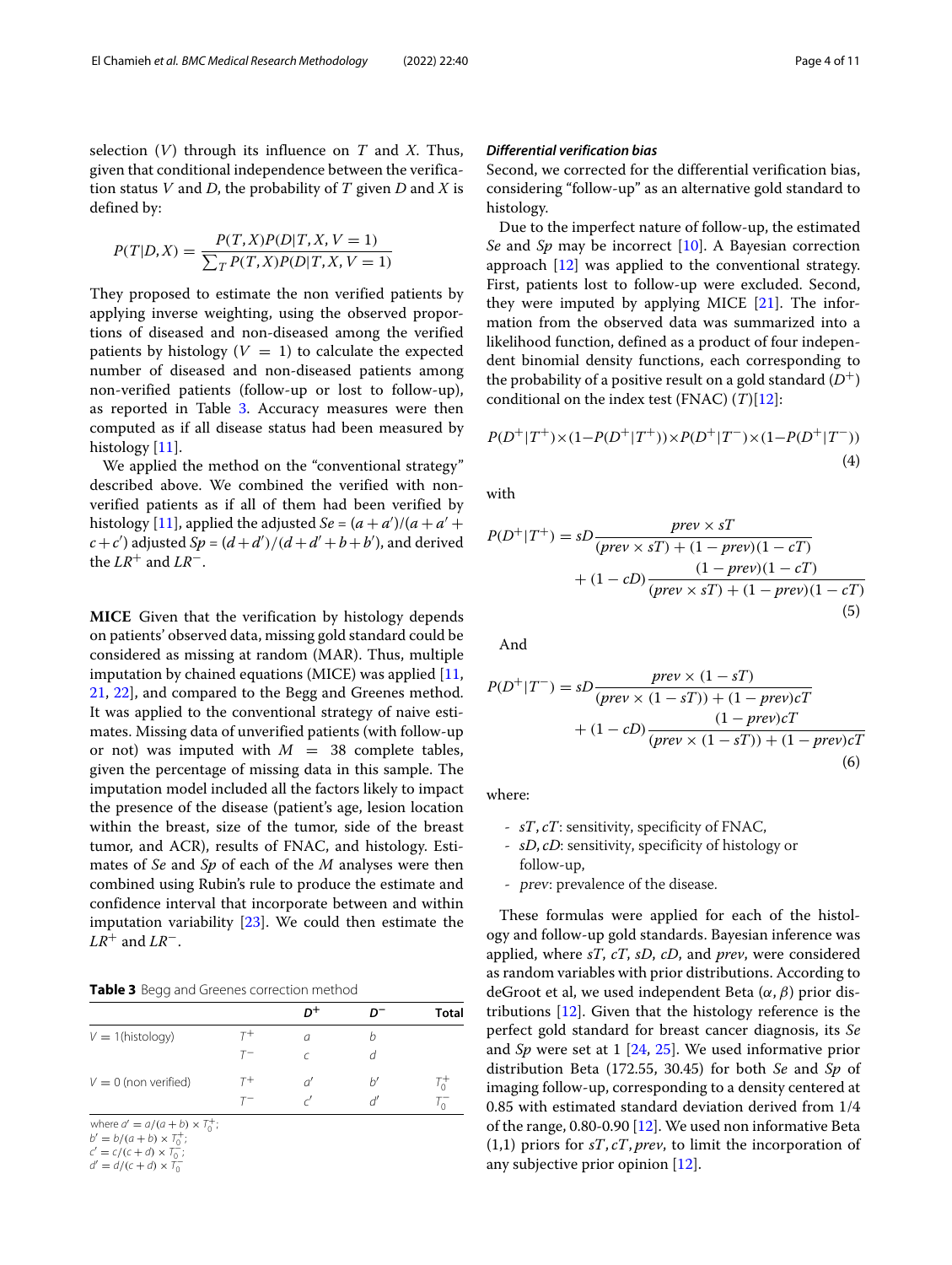selection ($V$) through its influence on $T$ and $X$. Thus, given that conditional independence between the verification status $V$ and $D$, the probability of $T$ given $D$ and $X$ is defined by:

$$P(T|D,X) = \frac{P(T,X)P(D|T,X,V=1)}{\sum_T P(T,X)P(D|T,X,V=1)}$$

They proposed to estimate the non verified patients by applying inverse weighting, using the observed proportions of diseased and non-diseased among the verified patients by histology ($V = 1$) to calculate the expected number of diseased and non-diseased patients among non-verified patients (follow-up or lost to follow-up), as reported in Table 3. Accuracy measures were then computed as if all disease status had been measured by histology [11].

We applied the method on the "conventional strategy" described above. We combined the verified with non-verified patients as if all of them had been verified by histology [11], applied the adjusted $Se = (a + a')/(a + a' + c + c')$ adjusted $Sp = (d + d')/(d + d' + b + b')$, and derived the $LR^+$ and $LR^-$.

**MICE** Given that the verification by histology depends on patients' observed data, missing gold standard could be considered as missing at random (MAR). Thus, multiple imputation by chained equations (MICE) was applied [11, 21, 22], and compared to the Begg and Greenes method. It was applied to the conventional strategy of naive estimates. Missing data of unverified patients (with follow-up or not) was imputed with $M = 38$ complete tables, given the percentage of missing data in this sample. The imputation model included all the factors likely to impact the presence of the disease (patient's age, lesion location within the breast, size of the tumor, side of the breast tumor, and ACR), results of FNAC, and histology. Estimates of $Se$ and $Sp$ of each of the $M$ analyses were then combined using Rubin's rule to produce the estimate and confidence interval that incorporate between and within imputation variability [23]. We could then estimate the $LR^+$ and $LR^-$.

**Table 3** Begg and Greenes correction method

| | | $D^+$ | $D^-$ | Total |
|---|---|---|---|---|
| $V = 1$(histology) | $T^+$ | $a$ | $b$ | |
| | $T^-$ | $c$ | $d$ | |
| $V = 0$ (non verified) | $T^+$ | $a'$ | $b'$ | $T_0^+$ |
| | $T^-$ | $c'$ | $d'$ | $T_0^-$ |

where $a' = a/(a + b) \times T_0^+$;
$b' = b/(a + b) \times T_0^+$;
$c' = c/(c + d) \times T_0^-$;
$d' = d/(c + d) \times T_0^-$

### *Differential verification bias*

Second, we corrected for the differential verification bias, considering "follow-up" as an alternative gold standard to histology.

Due to the imperfect nature of follow-up, the estimated $Se$ and $Sp$ may be incorrect [10]. A Bayesian correction approach [12] was applied to the conventional strategy. First, patients lost to follow-up were excluded. Second, they were imputed by applying MICE [21]. The information from the observed data was summarized into a likelihood function, defined as a product of four independent binomial density functions, each corresponding to the probability of a positive result on a gold standard ($D^+$) conditional on the index test (FNAC) ($T$)[12]:

$$P(D^+|T^+) \times (1 - P(D^+|T^+)) \times P(D^+|T^-) \times (1 - P(D^+|T^-)) \tag{4}$$

with

$$P(D^+|T^+) = sD\frac{prev \times sT}{(prev \times sT) + (1 - prev)(1 - cT)} + (1 - cD)\frac{(1 - prev)(1 - cT)}{(prev \times sT) + (1 - prev)(1 - cT)} \tag{5}$$

And

$$P(D^+|T^-) = sD\frac{prev \times (1 - sT)}{(prev \times (1 - sT)) + (1 - prev)cT} + (1 - cD)\frac{(1 - prev)cT}{(prev \times (1 - sT)) + (1 - prev)cT} \tag{6}$$

where:

- $sT$, $cT$: sensitivity, specificity of FNAC,
- $sD$, $cD$: sensitivity, specificity of histology or follow-up,
- $prev$: prevalence of the disease.

These formulas were applied for each of the histology and follow-up gold standards. Bayesian inference was applied, where $sT$, $cT$, $sD$, $cD$, and $prev$, were considered as random variables with prior distributions. According to deGroot et al, we used independent Beta $(\alpha, \beta)$ prior distributions [12]. Given that the histology reference is the perfect gold standard for breast cancer diagnosis, its $Se$ and $Sp$ were set at 1 [24, 25]. We used informative prior distribution Beta (172.55, 30.45) for both $Se$ and $Sp$ of imaging follow-up, corresponding to a density centered at 0.85 with estimated standard deviation derived from 1/4 of the range, 0.80-0.90 [12]. We used non informative Beta (1,1) priors for $sT, cT, prev$, to limit the incorporation of any subjective prior opinion [12].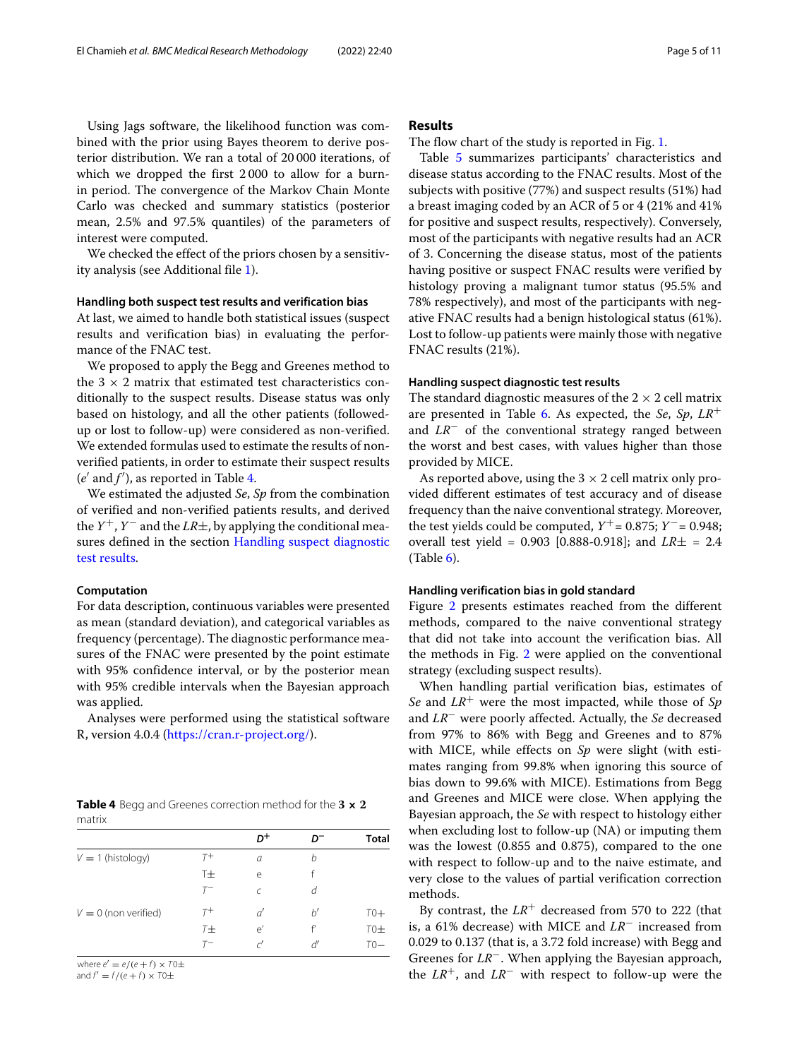Using Jags software, the likelihood function was combined with the prior using Bayes theorem to derive posterior distribution. We ran a total of 20 000 iterations, of which we dropped the first 2 000 to allow for a burn-in period. The convergence of the Markov Chain Monte Carlo was checked and summary statistics (posterior mean, 2.5% and 97.5% quantiles) of the parameters of interest were computed.

We checked the effect of the priors chosen by a sensitivity analysis (see Additional file 1).

#### Handling both suspect test results and verification bias

At last, we aimed to handle both statistical issues (suspect results and verification bias) in evaluating the performance of the FNAC test.

We proposed to apply the Begg and Greenes method to the $3 \times 2$ matrix that estimated test characteristics conditionally to the suspect results. Disease status was only based on histology, and all the other patients (followed-up or lost to follow-up) were considered as non-verified. We extended formulas used to estimate the results of non-verified patients, in order to estimate their suspect results ($e'$ and $f'$), as reported in Table 4.

We estimated the adjusted *Se*, *Sp* from the combination of verified and non-verified patients results, and derived the $Y^+$, $Y^-$ and the $LR\pm$, by applying the conditional measures defined in the section Handling suspect diagnostic test results.

#### Computation

For data description, continuous variables were presented as mean (standard deviation), and categorical variables as frequency (percentage). The diagnostic performance measures of the FNAC were presented by the point estimate with 95% confidence interval, or by the posterior mean with 95% credible intervals when the Bayesian approach was applied.

Analyses were performed using the statistical software R, version 4.0.4 (https://cran.r-project.org/).

**Table 4** Begg and Greenes correction method for the **3 × 2** matrix

| | | $D^+$ | $D^-$ | Total |
|---|---|---|---|---|
| $V = 1$ (histology) | $T^+$ | $a$ | $b$ | |
| | $T\pm$ | e | f | |
| | $T^-$ | $c$ | $d$ | |
| $V = 0$ (non verified) | $T^+$ | $a'$ | $b'$ | $T0+$ |
| | $T\pm$ | $e'$ | $f'$ | $T0\pm$ |
| | $T^-$ | $c'$ | $d'$ | $T0-$ |

where $e' = e/(e+f) \times T0\pm$
and $f' = f/(e+f) \times T0\pm$

## Results

The flow chart of the study is reported in Fig. 1.

Table 5 summarizes participants' characteristics and disease status according to the FNAC results. Most of the subjects with positive (77%) and suspect results (51%) had a breast imaging coded by an ACR of 5 or 4 (21% and 41% for positive and suspect results, respectively). Conversely, most of the participants with negative results had an ACR of 3. Concerning the disease status, most of the patients having positive or suspect FNAC results were verified by histology proving a malignant tumor status (95.5% and 78% respectively), and most of the participants with negative FNAC results had a benign histological status (61%). Lost to follow-up patients were mainly those with negative FNAC results (21%).

#### Handling suspect diagnostic test results

The standard diagnostic measures of the $2 \times 2$ cell matrix are presented in Table 6. As expected, the *Se*, *Sp*, $LR^+$ and $LR^-$ of the conventional strategy ranged between the worst and best cases, with values higher than those provided by MICE.

As reported above, using the $3 \times 2$ cell matrix only provided different estimates of test accuracy and of disease frequency than the naive conventional strategy. Moreover, the test yields could be computed, $Y^+ = 0.875$; $Y^- = 0.948$; overall test yield = 0.903 [0.888-0.918]; and $LR\pm$ = 2.4 (Table 6).

#### Handling verification bias in gold standard

Figure 2 presents estimates reached from the different methods, compared to the naive conventional strategy that did not take into account the verification bias. All the methods in Fig. 2 were applied on the conventional strategy (excluding suspect results).

When handling partial verification bias, estimates of *Se* and $LR^+$ were the most impacted, while those of *Sp* and $LR^-$ were poorly affected. Actually, the *Se* decreased from 97% to 86% with Begg and Greenes and to 87% with MICE, while effects on *Sp* were slight (with estimates ranging from 99.8% when ignoring this source of bias down to 99.6% with MICE). Estimations from Begg and Greenes and MICE were close. When applying the Bayesian approach, the *Se* with respect to histology either when excluding lost to follow-up (NA) or imputing them was the lowest (0.855 and 0.875), compared to the one with respect to follow-up and to the naive estimate, and very close to the values of partial verification correction methods.

By contrast, the $LR^+$ decreased from 570 to 222 (that is, a 61% decrease) with MICE and $LR^-$ increased from 0.029 to 0.137 (that is, a 3.72 fold increase) with Begg and Greenes for $LR^-$. When applying the Bayesian approach, the $LR^+$, and $LR^-$ with respect to follow-up were the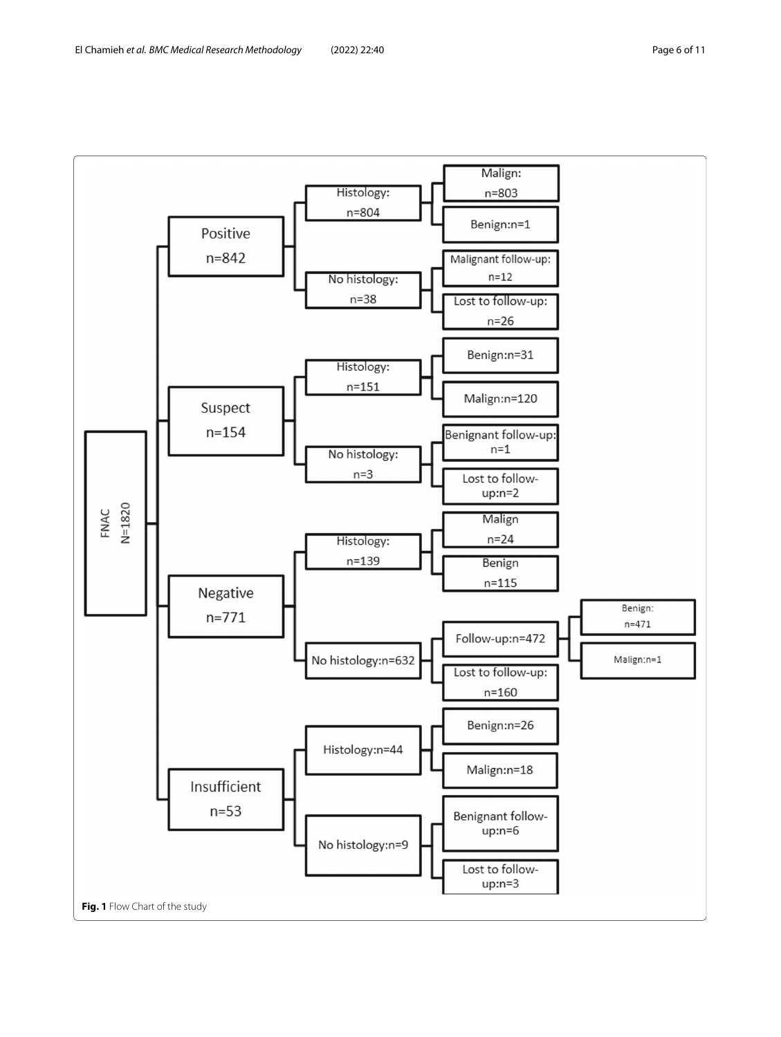- FNAC N=1820
  - Positive n=842
    - Histology: n=804
      - Malign: n=803
      - Benign: n=1
    - No histology: n=38
      - Malignant follow-up: n=12
      - Lost to follow-up: n=26
  - Suspect n=154
    - Histology: n=151
      - Benign: n=31
      - Malign: n=120
    - No histology: n=3
      - Benignant follow-up: n=1
      - Lost to follow-up: n=2
  - Negative n=771
    - Histology: n=139
      - Malign n=24
      - Benign n=115
    - No histology: n=632
      - Follow-up: n=472
        - Benign: n=471
        - Malign: n=1
      - Lost to follow-up: n=160
  - Insufficient n=53
    - Histology: n=44
      - Benign: n=26
      - Malign: n=18
    - No histology: n=9
      - Benignant follow-up: n=6
      - Lost to follow-up: n=3

**Fig. 1** Flow Chart of the study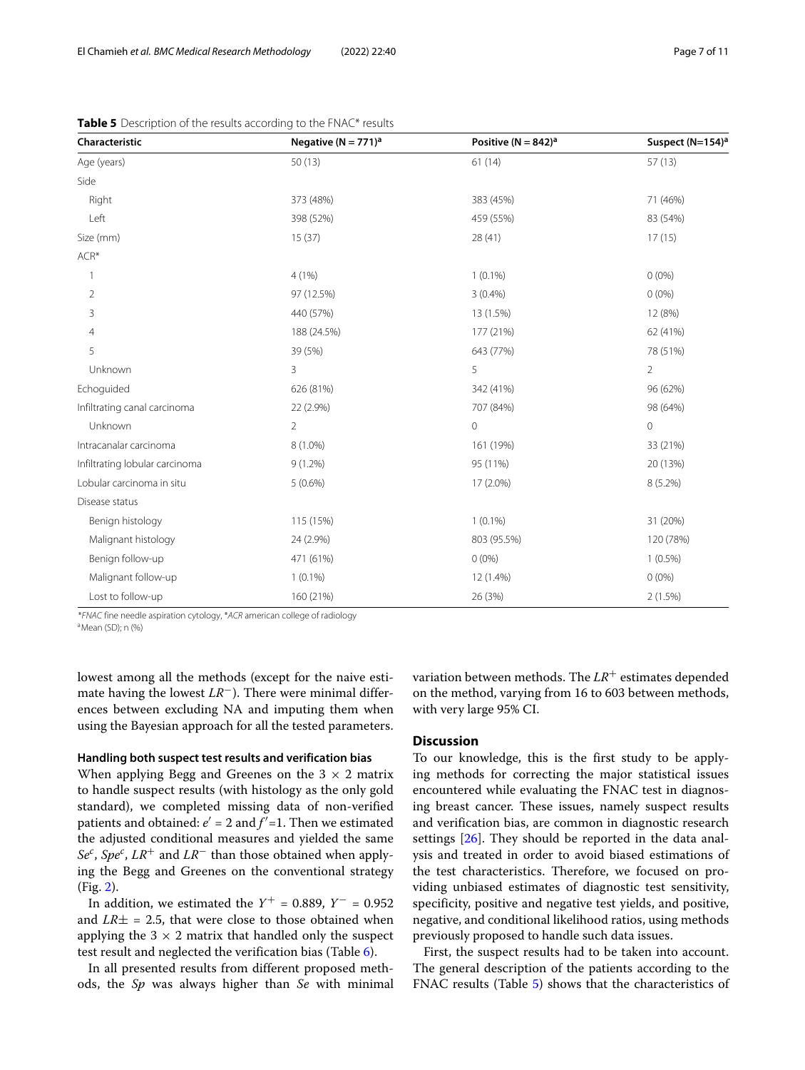**Table 5** Description of the results according to the FNAC* results

| Characteristic | Negative (N = 771)[a] | Positive (N = 842)[a] | Suspect (N=154)[a] |
|---|---|---|---|
| Age (years) | 50 (13) | 61 (14) | 57 (13) |
| Side | | | |
| Right | 373 (48%) | 383 (45%) | 71 (46%) |
| Left | 398 (52%) | 459 (55%) | 83 (54%) |
| Size (mm) | 15 (37) | 28 (41) | 17 (15) |
| ACR* | | | |
| 1 | 4 (1%) | 1 (0.1%) | 0 (0%) |
| 2 | 97 (12.5%) | 3 (0.4%) | 0 (0%) |
| 3 | 440 (57%) | 13 (1.5%) | 12 (8%) |
| 4 | 188 (24.5%) | 177 (21%) | 62 (41%) |
| 5 | 39 (5%) | 643 (77%) | 78 (51%) |
| Unknown | 3 | 5 | 2 |
| Echoguided | 626 (81%) | 342 (41%) | 96 (62%) |
| Infiltrating canal carcinoma | 22 (2.9%) | 707 (84%) | 98 (64%) |
| Unknown | 2 | 0 | 0 |
| Intracanalar carcinoma | 8 (1.0%) | 161 (19%) | 33 (21%) |
| Infiltrating lobular carcinoma | 9 (1.2%) | 95 (11%) | 20 (13%) |
| Lobular carcinoma in situ | 5 (0.6%) | 17 (2.0%) | 8 (5.2%) |
| Disease status | | | |
| Benign histology | 115 (15%) | 1 (0.1%) | 31 (20%) |
| Malignant histology | 24 (2.9%) | 803 (95.5%) | 120 (78%) |
| Benign follow-up | 471 (61%) | 0 (0%) | 1 (0.5%) |
| Malignant follow-up | 1 (0.1%) | 12 (1.4%) | 0 (0%) |
| Lost to follow-up | 160 (21%) | 26 (3%) | 2 (1.5%) |

**FNAC* fine needle aspiration cytology, **ACR* american college of radiology
[a] Mean (SD); n (%)

lowest among all the methods (except for the naive estimate having the lowest $LR^-$). There were minimal differences between excluding NA and imputing them when using the Bayesian approach for all the tested parameters.

#### Handling both suspect test results and verification bias

When applying Begg and Greenes on the $3 \times 2$ matrix to handle suspect results (with histology as the only gold standard), we completed missing data of non-verified patients and obtained: $e' = 2$ and $f' = 1$. Then we estimated the adjusted conditional measures and yielded the same $Se^c$, $Spe^c$, $LR^+$ and $LR^-$ than those obtained when applying the Begg and Greenes on the conventional strategy (Fig. 2).

In addition, we estimated the $Y^+ = 0.889$, $Y^- = 0.952$ and $LR\pm = 2.5$, that were close to those obtained when applying the $3 \times 2$ matrix that handled only the suspect test result and neglected the verification bias (Table 6).

In all presented results from different proposed methods, the *Sp* was always higher than *Se* with minimal variation between methods. The $LR^+$ estimates depended on the method, varying from 16 to 603 between methods, with very large 95% CI.

## Discussion

To our knowledge, this is the first study to be applying methods for correcting the major statistical issues encountered while evaluating the FNAC test in diagnosing breast cancer. These issues, namely suspect results and verification bias, are common in diagnostic research settings [26]. They should be reported in the data analysis and treated in order to avoid biased estimations of the test characteristics. Therefore, we focused on providing unbiased estimates of diagnostic test sensitivity, specificity, positive and negative test yields, and positive, negative, and conditional likelihood ratios, using methods previously proposed to handle such data issues.

First, the suspect results had to be taken into account. The general description of the patients according to the FNAC results (Table 5) shows that the characteristics of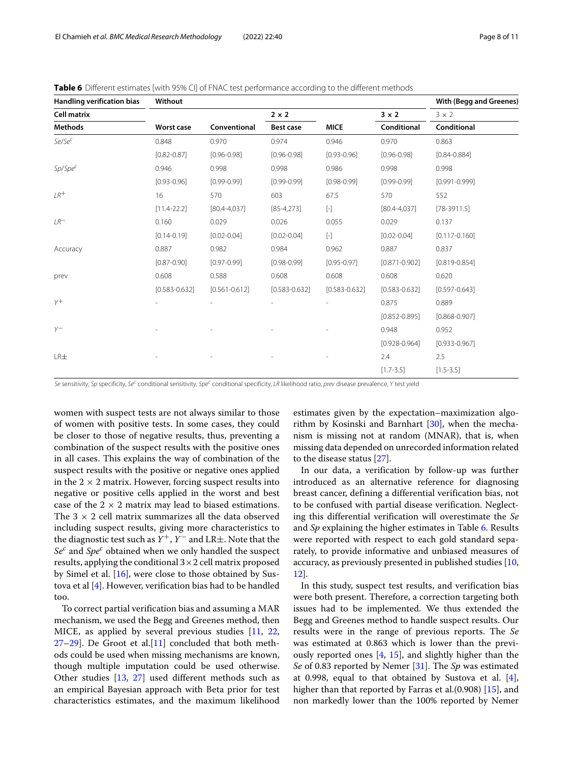**Table 6** Different estimates [with 95% CI] of FNAC test performance according to the different methods

| Handling verification bias | Without | | | | | With (Begg and Greenes) |
|---|---|---|---|---|---|---|
| Cell matrix | | | 2 × 2 | | 3 × 2 | 3 × 2 |
| Methods | Worst case | Conventional | Best case | MICE | Conditional | Conditional |
| *Se*/*Se*$^c$ | 0.848 | 0.970 | 0.974 | 0.946 | 0.970 | 0.863 |
| | [0.82-0.87] | [0.96-0.98] | [0.96-0.98] | [0.93-0.96] | [0.96-0.98] | [0.84-0.884] |
| *Sp*/*Spe*$^c$ | 0.946 | 0.998 | 0.998 | 0.986 | 0.998 | 0.998 |
| | [0.93-0.96] | [0.99-0.99] | [0.99-0.99] | [0.98-0.99] | [0.99-0.99] | [0.991-0.999] |
| $LR^+$ | 16 | 570 | 603 | 67.5 | 570 | 552 |
| | [11.4-22.2] | [80.4-4,037] | [85-4,273] | [-] | [80.4-4,037] | [78-3911.5] |
| $LR^-$ | 0.160 | 0.029 | 0.026 | 0.055 | 0.029 | 0.137 |
| | [0.14-0.19] | [0.02-0.04] | [0.02-0.04] | [-] | [0.02-0.04] | [0.117-0.160] |
| Accuracy | 0.887 | 0.982 | 0.984 | 0.962 | 0.887 | 0.837 |
| | [0.87-0.90] | [0.97-0.99] | [0.98-0.99] | [0.95-0.97] | [0.871-0.902] | [0.819-0.854] |
| prev | 0.608 | 0.588 | 0.608 | 0.608 | 0.608 | 0.620 |
| | [0.583-0.632] | [0.561-0.612] | [0.583-0.632] | [0.583-0.632] | [0.583-0.632] | [0.597-0.643] |
| $Y^+$ | - | - | - | - | 0.875 | 0.889 |
| | | | | | [0.852-0.895] | [0.868-0.907] |
| $Y^-$ | - | - | - | - | 0.948 | 0.952 |
| | | | | | [0.928-0.964] | [0.933-0.967] |
| LR± | - | - | - | - | 2.4 | 2.5 |
| | | | | | [1.7-3.5] | [1.5-3.5] |

*Se* sensitivity, *Sp* specificity, *Se*$^c$ conditional sensitivity, *Spe*$^c$ conditional specificity, *LR* likelihood ratio, *prev* disease prevalence, *Y* test yield

women with suspect tests are not always similar to those of women with positive tests. In some cases, they could be closer to those of negative results, thus, preventing a combination of the suspect results with the positive ones in all cases. This explains the way of combination of the suspect results with the positive or negative ones applied in the 2 × 2 matrix. However, forcing suspect results into negative or positive cells applied in the worst and best case of the 2 × 2 matrix may lead to biased estimations. The 3 × 2 cell matrix summarizes all the data observed including suspect results, giving more characteristics to the diagnostic test such as $Y^+$, $Y^-$ and LR±. Note that the *Se*$^c$ and *Spe*$^c$ obtained when we only handled the suspect results, applying the conditional 3×2 cell matrix proposed by Simel et al. [16], were close to those obtained by Sustova et al [4]. However, verification bias had to be handled too.

To correct partial verification bias and assuming a MAR mechanism, we used the Begg and Greenes method, then MICE, as applied by several previous studies [11, 22, 27–29]. De Groot et al.[11] concluded that both methods could be used when missing mechanisms are known, though multiple imputation could be used otherwise. Other studies [13, 27] used different methods such as an empirical Bayesian approach with Beta prior for test characteristics estimates, and the maximum likelihood estimates given by the expectation–maximization algorithm by Kosinski and Barnhart [30], when the mechanism is missing not at random (MNAR), that is, when missing data depended on unrecorded information related to the disease status [27].

In our data, a verification by follow-up was further introduced as an alternative reference for diagnosing breast cancer, defining a differential verification bias, not to be confused with partial disease verification. Neglecting this differential verification will overestimate the *Se* and *Sp* explaining the higher estimates in Table 6. Results were reported with respect to each gold standard separately, to provide informative and unbiased measures of accuracy, as previously presented in published studies [10, 12].

In this study, suspect test results, and verification bias were both present. Therefore, a correction targeting both issues had to be implemented. We thus extended the Begg and Greenes method to handle suspect results. Our results were in the range of previous reports. The *Se* was estimated at 0.863 which is lower than the previously reported ones [4, 15], and slightly higher than the *Se* of 0.83 reported by Nemer [31]. The *Sp* was estimated at 0.998, equal to that obtained by Sustova et al. [4], higher than that reported by Farras et al.(0.908) [15], and non markedly lower than the 100% reported by Nemer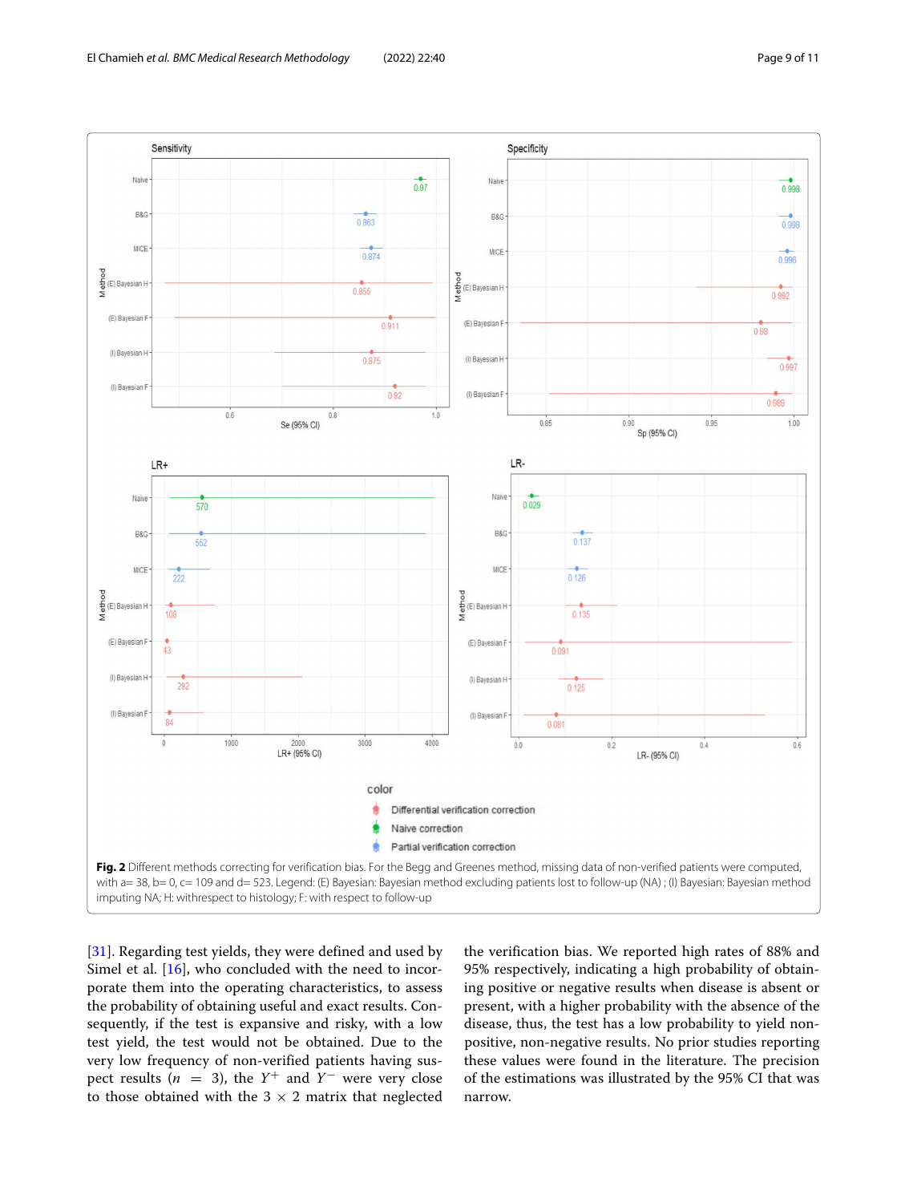**Fig. 2** Different methods correcting for verification bias. For the Begg and Greenes method, missing data of non-verified patients were computed, with a= 38, b= 0, c= 109 and d= 523. Legend: (E) Bayesian: Bayesian method excluding patients lost to follow-up (NA) ; (I) Bayesian: Bayesian method imputing NA; H: withrespect to histology; F: with respect to follow-up

[31]. Regarding test yields, they were defined and used by Simel et al. [16], who concluded with the need to incorporate them into the operating characteristics, to assess the probability of obtaining useful and exact results. Consequently, if the test is expansive and risky, with a low test yield, the test would not be obtained. Due to the very low frequency of non-verified patients having suspect results ($n = 3$), the $Y^+$ and $Y^-$ were very close to those obtained with the $3 \times 2$ matrix that neglected the verification bias. We reported high rates of 88% and 95% respectively, indicating a high probability of obtaining positive or negative results when disease is absent or present, with a higher probability with the absence of the disease, thus, the test has a low probability to yield non-positive, non-negative results. No prior studies reporting these values were found in the literature. The precision of the estimations was illustrated by the 95% CI that was narrow.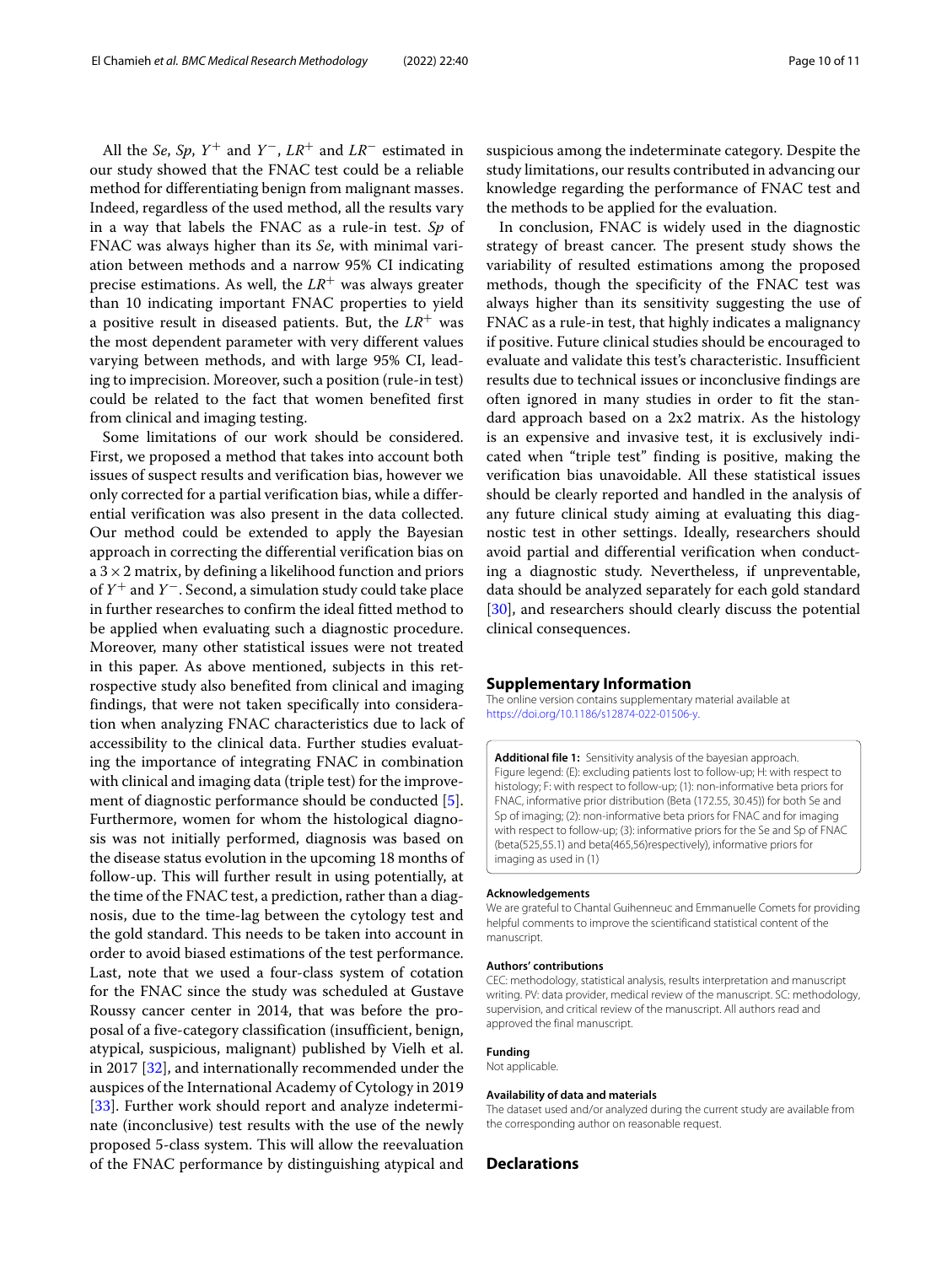All the *Se*, *Sp*, $Y^+$ and $Y^-$, $LR^+$ and $LR^-$ estimated in our study showed that the FNAC test could be a reliable method for differentiating benign from malignant masses. Indeed, regardless of the used method, all the results vary in a way that labels the FNAC as a rule-in test. *Sp* of FNAC was always higher than its *Se*, with minimal variation between methods and a narrow 95% CI indicating precise estimations. As well, the $LR^+$ was always greater than 10 indicating important FNAC properties to yield a positive result in diseased patients. But, the $LR^+$ was the most dependent parameter with very different values varying between methods, and with large 95% CI, leading to imprecision. Moreover, such a position (rule-in test) could be related to the fact that women benefited first from clinical and imaging testing.

Some limitations of our work should be considered. First, we proposed a method that takes into account both issues of suspect results and verification bias, however we only corrected for a partial verification bias, while a differential verification was also present in the data collected. Our method could be extended to apply the Bayesian approach in correcting the differential verification bias on a $3 \times 2$ matrix, by defining a likelihood function and priors of $Y^+$ and $Y^-$. Second, a simulation study could take place in further researches to confirm the ideal fitted method to be applied when evaluating such a diagnostic procedure. Moreover, many other statistical issues were not treated in this paper. As above mentioned, subjects in this retrospective study also benefited from clinical and imaging findings, that were not taken specifically into consideration when analyzing FNAC characteristics due to lack of accessibility to the clinical data. Further studies evaluating the importance of integrating FNAC in combination with clinical and imaging data (triple test) for the improvement of diagnostic performance should be conducted [5]. Furthermore, women for whom the histological diagnosis was not initially performed, diagnosis was based on the disease status evolution in the upcoming 18 months of follow-up. This will further result in using potentially, at the time of the FNAC test, a prediction, rather than a diagnosis, due to the time-lag between the cytology test and the gold standard. This needs to be taken into account in order to avoid biased estimations of the test performance. Last, note that we used a four-class system of cotation for the FNAC since the study was scheduled at Gustave Roussy cancer center in 2014, that was before the proposal of a five-category classification (insufficient, benign, atypical, suspicious, malignant) published by Vielh et al. in 2017 [32], and internationally recommended under the auspices of the International Academy of Cytology in 2019 [33]. Further work should report and analyze indeterminate (inconclusive) test results with the use of the newly proposed 5-class system. This will allow the reevaluation of the FNAC performance by distinguishing atypical and suspicious among the indeterminate category. Despite the study limitations, our results contributed in advancing our knowledge regarding the performance of FNAC test and the methods to be applied for the evaluation.

In conclusion, FNAC is widely used in the diagnostic strategy of breast cancer. The present study shows the variability of resulted estimations among the proposed methods, though the specificity of the FNAC test was always higher than its sensitivity suggesting the use of FNAC as a rule-in test, that highly indicates a malignancy if positive. Future clinical studies should be encouraged to evaluate and validate this test's characteristic. Insufficient results due to technical issues or inconclusive findings are often ignored in many studies in order to fit the standard approach based on a 2x2 matrix. As the histology is an expensive and invasive test, it is exclusively indicated when "triple test" finding is positive, making the verification bias unavoidable. All these statistical issues should be clearly reported and handled in the analysis of any future clinical study aiming at evaluating this diagnostic test in other settings. Ideally, researchers should avoid partial and differential verification when conducting a diagnostic study. Nevertheless, if unpreventable, data should be analyzed separately for each gold standard [30], and researchers should clearly discuss the potential clinical consequences.

## Supplementary Information

The online version contains supplementary material available at https://doi.org/10.1186/s12874-022-01506-y.

**Additional file 1:** Sensitivity analysis of the bayesian approach. Figure legend: (E): excluding patients lost to follow-up; H: with respect to histology; F: with respect to follow-up; (1): non-informative beta priors for FNAC, informative prior distribution (Beta (172.55, 30.45)) for both Se and Sp of imaging; (2): non-informative beta priors for FNAC and for imaging with respect to follow-up; (3): informative priors for the Se and Sp of FNAC (beta(525,55.1) and beta(465,56)respectively), informative priors for imaging as used in (1)

### Acknowledgements

We are grateful to Chantal Guihenneuc and Emmanuelle Comets for providing helpful comments to improve the scientificand statistical content of the manuscript.

### Authors' contributions

CEC: methodology, statistical analysis, results interpretation and manuscript writing. PV: data provider, medical review of the manuscript. SC: methodology, supervision, and critical review of the manuscript. All authors read and approved the final manuscript.

### Funding

Not applicable.

### Availability of data and materials

The dataset used and/or analyzed during the current study are available from the corresponding author on reasonable request.

## Declarations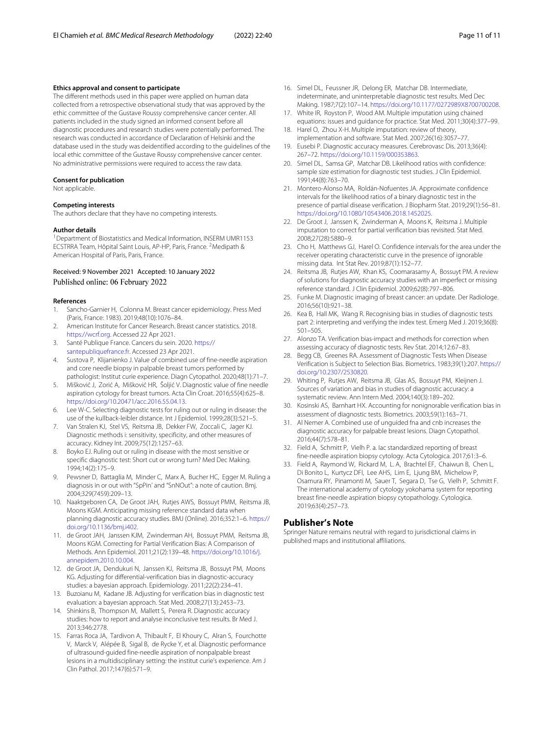### Ethics approval and consent to participate

The different methods used in this paper were applied on human data collected from a retrospective observational study that was approved by the ethic committee of the Gustave Roussy comprehensive cancer center. All patients included in the study signed an informed consent before all diagnostic procedures and research studies were potentially performed. The research was conducted in accordance of Declaration of Helsinki and the database used in the study was deidentified according to the guidelines of the local ethic committee of the Gustave Roussy comprehensive cancer center. No administrative permissions were required to access the raw data.

### Consent for publication

Not applicable.

### Competing interests

The authors declare that they have no competing interests.

### Author details

[1]Department of Biostatistics and Medical Information, INSERM UMR1153 ECSTRRA Team, Hôpital Saint Louis, AP-HP, Paris, France. [2]Medipath & American Hospital of Paris, Paris, France.

Received: 9 November 2021 Accepted: 10 January 2022
Published online: 06 February 2022

### References

1. Sancho-Garnier H, Colonna M. Breast cancer epidemiology. Press Med (Paris, France: 1983). 2019;48(10):1076–84.
2. American Institute for Cancer Research. Breast cancer statistics. 2018. https://wcrf.org. Accessed 22 Apr 2021.
3. Santé Publique France. Cancers du sein. 2020. https://santepubliquefrance.fr. Accessed 23 Apr 2021.
4. Sustova P, Klijanienko J. Value of combined use of fine-needle aspiration and core needle biopsy in palpable breast tumors performed by pathologist: Institut curie experience. Diagn Cytopathol. 2020;48(1):71–7.
5. Mišković J, Zorić A, Mišković HR, Šoljić V. Diagnostic value of fine needle aspiration cytology for breast tumors. Acta Clin Croat. 2016;55(4):625–8. https://doi.org/10.20471/acc.2016.55.04.13.
6. Lee W-C. Selecting diagnostic tests for ruling out or ruling in disease: the use of the kullback-leibler distance. Int J Epidemiol. 1999;28(3):521–5.
7. Van Stralen KJ, Stel VS, Reitsma JB, Dekker FW, Zoccali C, Jager KJ. Diagnostic methods i: sensitivity, specificity, and other measures of accuracy. Kidney Int. 2009;75(12):1257–63.
8. Boyko EJ. Ruling out or ruling in disease with the most sensitive or specific diagnostic test: Short cut or wrong turn? Med Dec Making. 1994;14(2):175–9.
9. Pewsner D, Battaglia M, Minder C, Marx A, Bucher HC, Egger M. Ruling a diagnosis in or out with "SpPin' and "SnNOut": a note of caution. Bmj. 2004;329(7459):209–13.
10. Naaktgeboren CA, De Groot JAH, Rutjes AWS, Bossuyt PMM, Reitsma JB, Moons KGM. Anticipating missing reference standard data when planning diagnostic accuracy studies. BMJ (Online). 2016;352:1–6. https://doi.org/10.1136/bmj.i402.
11. de Groot JAH, Janssen KJM, Zwinderman AH, Bossuyt PMM, Reitsma JB, Moons KGM. Correcting for Partial Verification Bias: A Comparison of Methods. Ann Epidemiol. 2011;21(2):139–48. https://doi.org/10.1016/j.annepidem.2010.10.004.
12. de Groot JA, Dendukuri N, Janssen KJ, Reitsma JB, Bossuyt PM, Moons KG. Adjusting for differential-verification bias in diagnostic-accuracy studies: a bayesian approach. Epidemiology. 2011;22(2):234–41.
13. Buzoianu M, Kadane JB. Adjusting for verification bias in diagnostic test evaluation: a bayesian approach. Stat Med. 2008;27(13):2453–73.
14. Shinkins B, Thompson M, Mallett S, Perera R. Diagnostic accuracy studies: how to report and analyse inconclusive test results. Br Med J. 2013;346:2778.
15. Farras Roca JA, Tardivon A, Thibault F, El Khoury C, Alran S, Fourchotte V, Marck V, Alépée B, Sigal B, de Rycke Y, et al. Diagnostic performance of ultrasound-guided fine-needle aspiration of nonpalpable breast lesions in a multidisciplinary setting: the institut curie's experience. Am J Clin Pathol. 2017;147(6):571–9.
16. Simel DL, Feussner JR, Delong ER, Matchar DB. Intermediate, indeterminate, and uninterpretable diagnostic test results. Med Dec Making. 1987;7(2):107–14. https://doi.org/10.1177/0272989X8700700208.
17. White IR, Royston P, Wood AM. Multiple imputation using chained equations: issues and guidance for practice. Stat Med. 2011;30(4):377–99.
18. Harel O, Zhou X-H. Multiple imputation: review of theory, implementation and software. Stat Med. 2007;26(16):3057–77.
19. Eusebi P. Diagnostic accuracy measures. Cerebrovasc Dis. 2013;36(4):267–72. https://doi.org/10.1159/000353863.
20. Simel DL, Samsa GP, Matchar DB. Likelihood ratios with confidence: sample size estimation for diagnostic test studies. J Clin Epidemiol. 1991;44(8):763–70.
21. Montero-Alonso MA, Roldán-Nofuentes JA. Approximate confidence intervals for the likelihood ratios of a binary diagnostic test in the presence of partial disease verification. J Biopharm Stat. 2019;29(1):56–81. https://doi.org/10.1080/10543406.2018.1452025.
22. De Groot J, Janssen K, Zwinderman A, Moons K, Reitsma J. Multiple imputation to correct for partial verification bias revisited. Stat Med. 2008;27(28):5880–9.
23. Cho H, Matthews GJ, Harel O. Confidence intervals for the area under the receiver operating characteristic curve in the presence of ignorable missing data. Int Stat Rev. 2019;87(1):152–77.
24. Reitsma JB, Rutjes AW, Khan KS, Coomarasamy A, Bossuyt PM. A review of solutions for diagnostic accuracy studies with an imperfect or missing reference standard. J Clin Epidemiol. 2009;62(8):797–806.
25. Funke M. Diagnostic imaging of breast cancer: an update. Der Radiologe. 2016;56(10):921–38.
26. Kea B, Hall MK, Wang R. Recognising bias in studies of diagnostic tests part 2: interpreting and verifying the index test. Emerg Med J. 2019;36(8):501–505.
27. Alonzo TA. Verification bias-impact and methods for correction when assessing accuracy of diagnostic tests. Rev Stat. 2014;12:67–83.
28. Begg CB, Greenes RA. Assessment of Diagnostic Tests When Disease Verification is Subject to Selection Bias. Biometrics. 1983;39(1):207. https://doi.org/10.2307/2530820.
29. Whiting P, Rutjes AW, Reitsma JB, Glas AS, Bossuyt PM, Kleijnen J. Sources of variation and bias in studies of diagnostic accuracy: a systematic review. Ann Intern Med. 2004;140(3):189–202.
30. Kosinski AS, Barnhart HX. Accounting for nonignorable verification bias in assessment of diagnostic tests. Biometrics. 2003;59(1):163–71.
31. Al Nemer A. Combined use of unguided fna and cnb increases the diagnostic accuracy for palpable breast lesions. Diagn Cytopathol. 2016;44(7):578–81.
32. Field A, Schmitt P, Vielh P. a. Iac standardized reporting of breast fine-needle aspiration biopsy cytology. Acta Cytologica. 2017;61:3–6.
33. Field A, Raymond W, Rickard M, L. A, Brachtel EF, Chaiwun B, Chen L, Di Bonito L, Kurtycz DFI, Lee AHS, Lim E, Ljung BM, Michelow P, Osamura RY, Pinamonti M, Sauer T, Segara D, Tse G, Vielh P, Schmitt F. The international academy of cytology yokohama system for reporting breast fine-needle aspiration biopsy cytopathology. Cytologica. 2019;63(4):257–73.

## Publisher's Note

Springer Nature remains neutral with regard to jurisdictional claims in published maps and institutional affiliations.